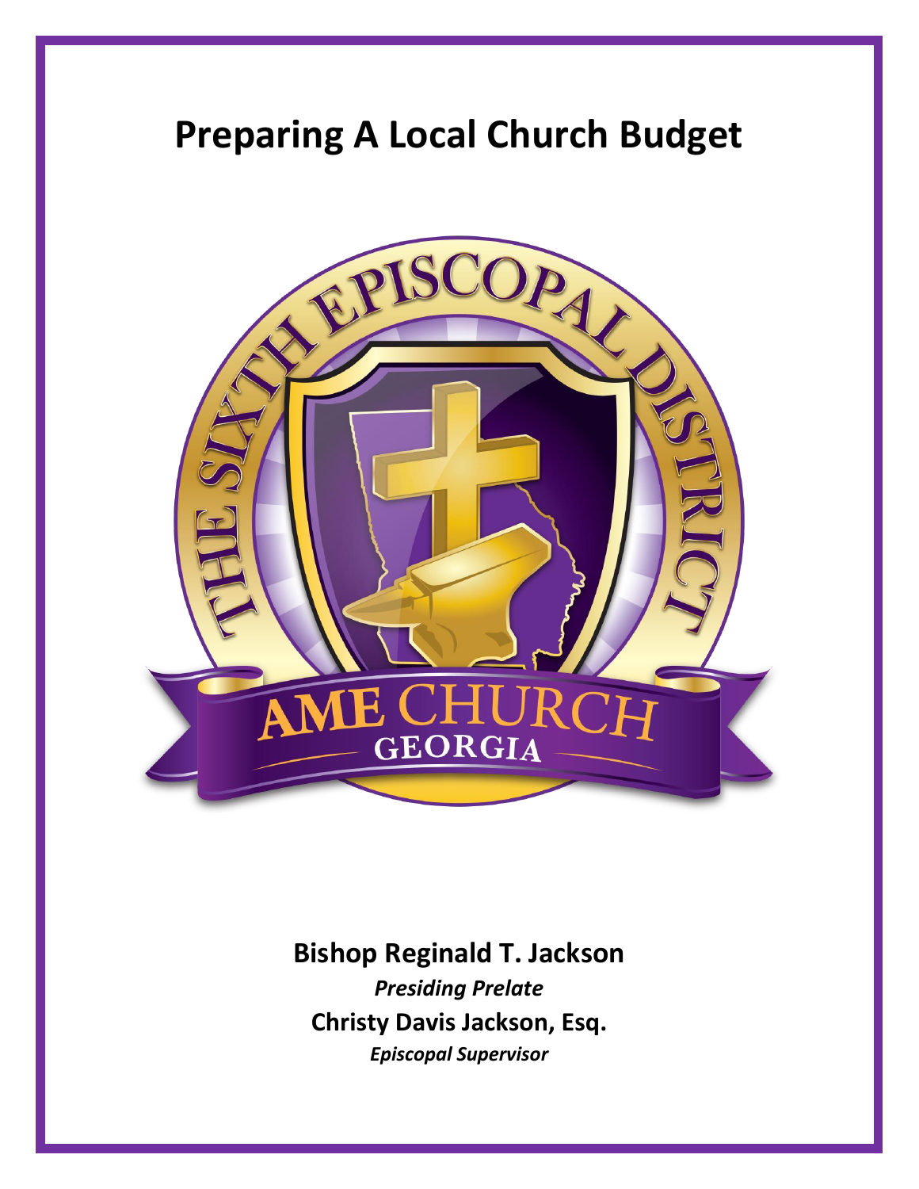# Preparing A Local Church Budget

**Bishop Reginald T. Jackson**

***Presiding Prelate***

**Christy Davis Jackson, Esq.**

***Episcopal Supervisor***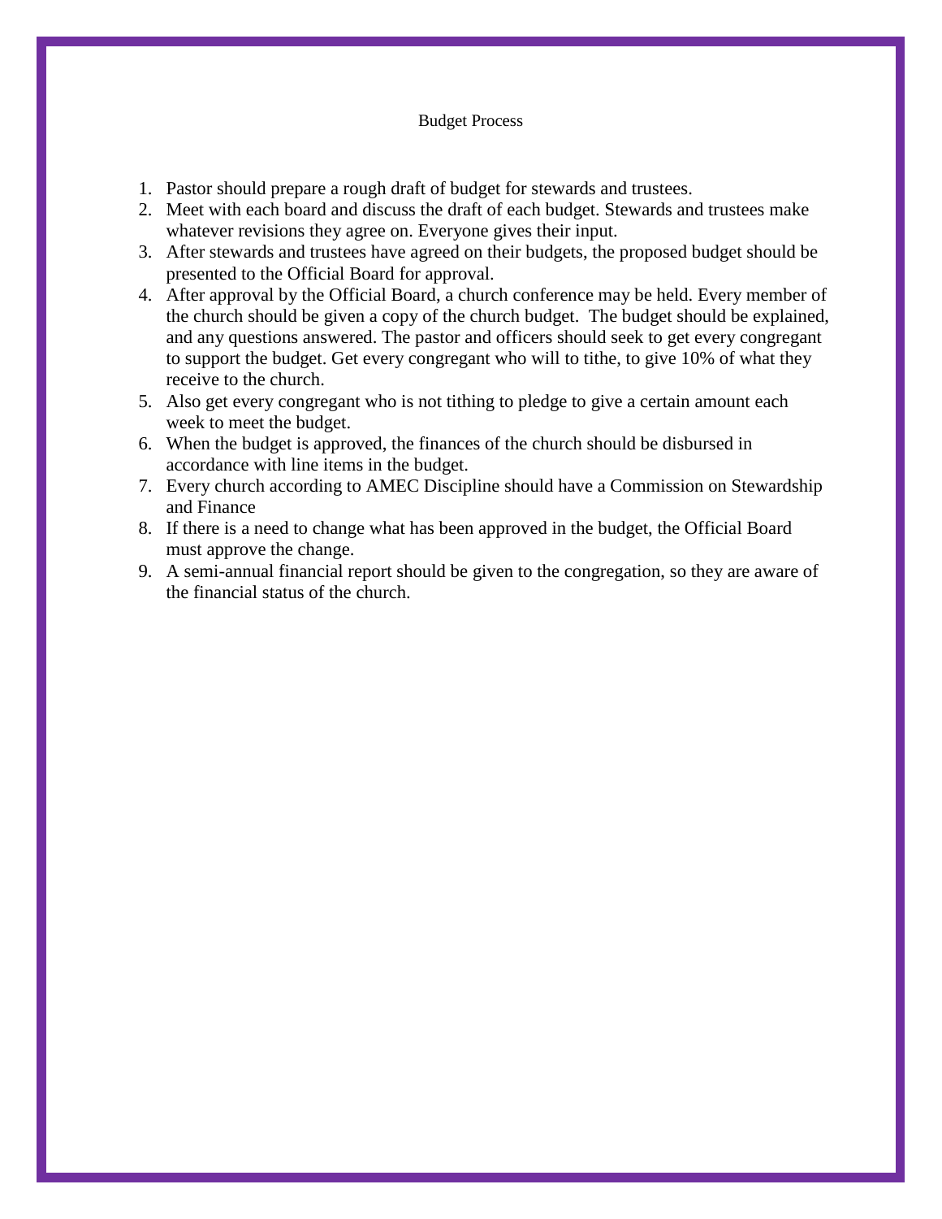# Budget Process

1. Pastor should prepare a rough draft of budget for stewards and trustees.
2. Meet with each board and discuss the draft of each budget. Stewards and trustees make whatever revisions they agree on. Everyone gives their input.
3. After stewards and trustees have agreed on their budgets, the proposed budget should be presented to the Official Board for approval.
4. After approval by the Official Board, a church conference may be held. Every member of the church should be given a copy of the church budget. The budget should be explained, and any questions answered. The pastor and officers should seek to get every congregant to support the budget. Get every congregant who will to tithe, to give 10% of what they receive to the church.
5. Also get every congregant who is not tithing to pledge to give a certain amount each week to meet the budget.
6. When the budget is approved, the finances of the church should be disbursed in accordance with line items in the budget.
7. Every church according to AMEC Discipline should have a Commission on Stewardship and Finance
8. If there is a need to change what has been approved in the budget, the Official Board must approve the change.
9. A semi-annual financial report should be given to the congregation, so they are aware of the financial status of the church.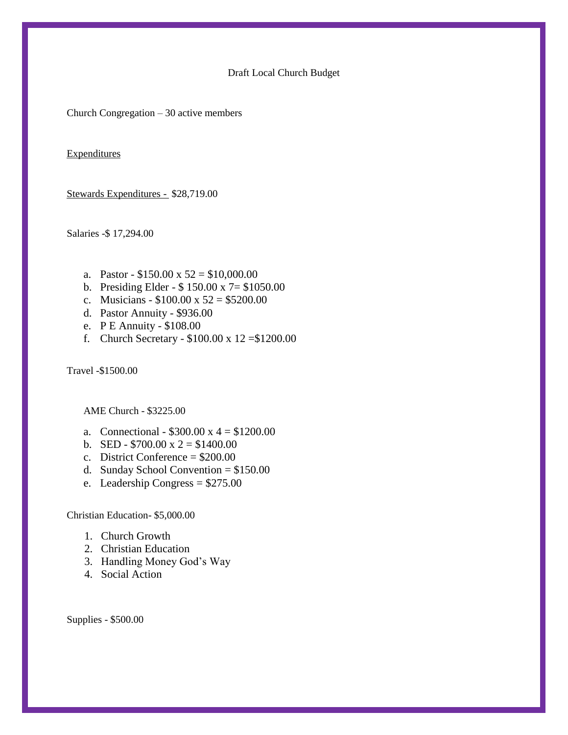Draft Local Church Budget

Church Congregation – 30 active members

<u>Expenditures</u>

<u>Stewards Expenditures - </u> $28,719.00

Salaries -$ 17,294.00

a. Pastor - $150.00 x 52 = $10,000.00
b. Presiding Elder - $ 150.00 x 7= $1050.00
c. Musicians - $100.00 x 52 = $5200.00
d. Pastor Annuity - $936.00
e. P E Annuity - $108.00
f. Church Secretary - $100.00 x 12 =$1200.00

Travel -$1500.00

AME Church - $3225.00

a. Connectional - $300.00 x 4 = $1200.00
b. SED - $700.00 x 2 = $1400.00
c. District Conference = $200.00
d. Sunday School Convention = $150.00
e. Leadership Congress = $275.00

Christian Education- $5,000.00

1. Church Growth
2. Christian Education
3. Handling Money God's Way
4. Social Action

Supplies - $500.00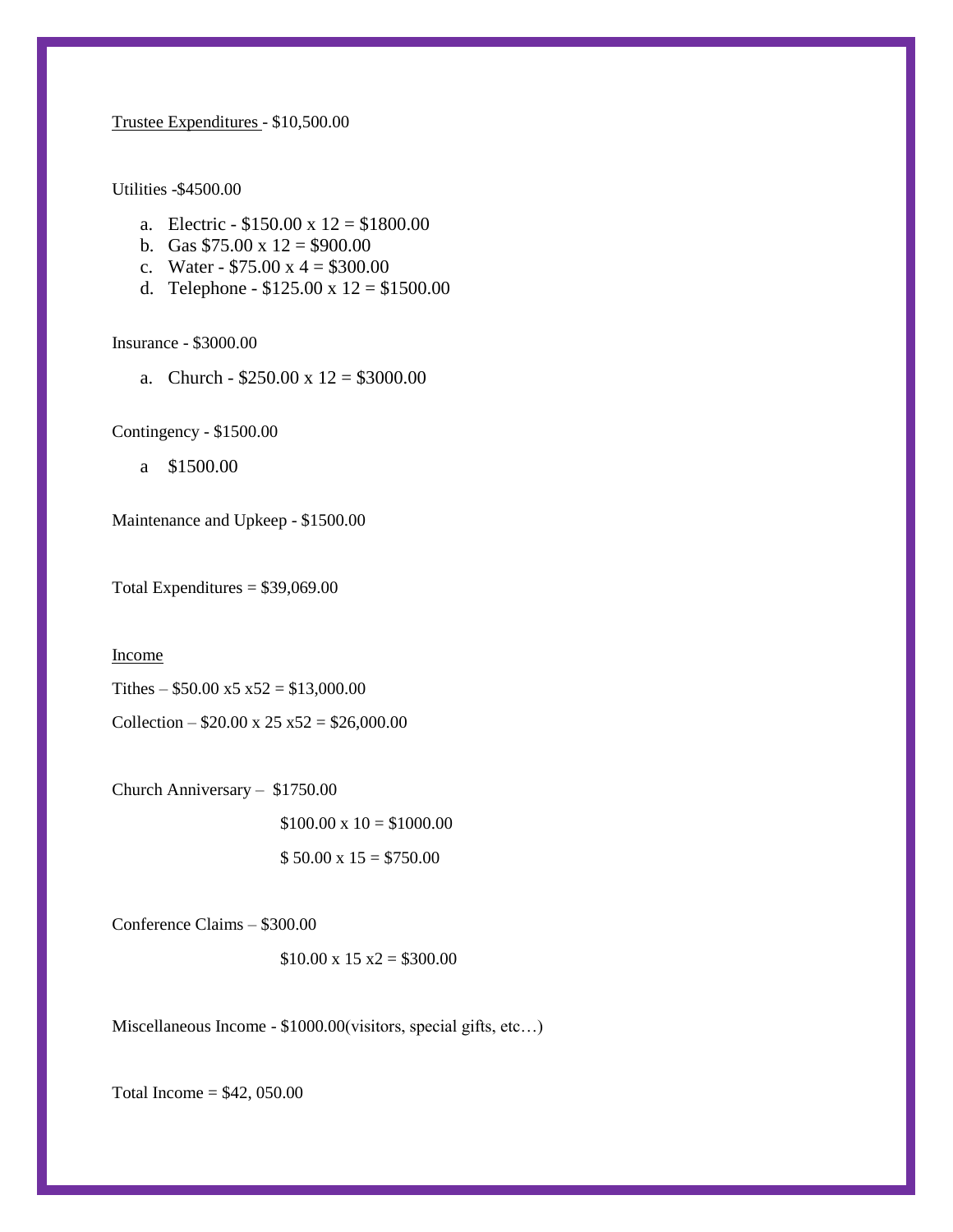<u>Trustee Expenditures</u> - $10,500.00

Utilities -$4500.00

a. Electric - $150.00 x 12 = $1800.00
b. Gas $75.00 x 12 = $900.00
c. Water - $75.00 x 4 = $300.00
d. Telephone - $125.00 x 12 = $1500.00

Insurance - $3000.00

a. Church - $250.00 x 12 = $3000.00

Contingency - $1500.00

a $1500.00

Maintenance and Upkeep - $1500.00

Total Expenditures = $39,069.00

<u>Income</u>

Tithes – $50.00 x5 x52 = $13,000.00

Collection – $20.00 x 25 x52 = $26,000.00

Church Anniversary – $1750.00

$100.00 x 10 = $1000.00

$ 50.00 x 15 = $750.00

Conference Claims – $300.00

$10.00 x 15 x2 = $300.00

Miscellaneous Income - $1000.00(visitors, special gifts, etc…)

Total Income = $42, 050.00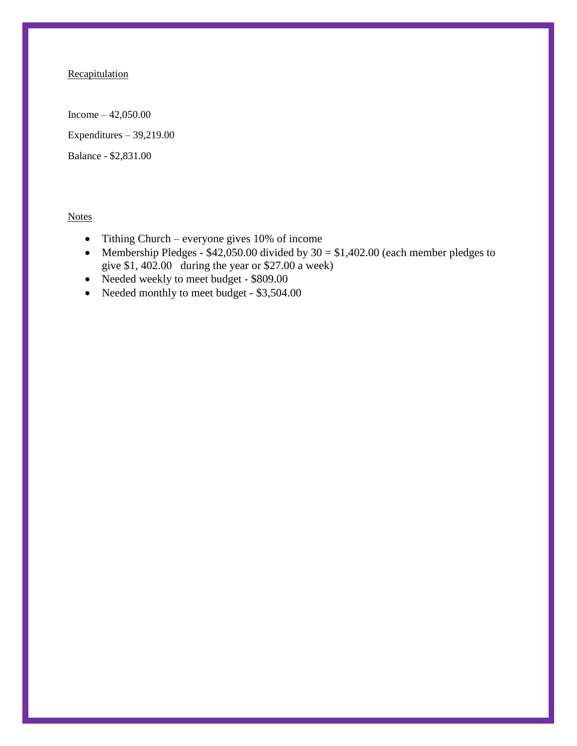Recapitulation

Income – 42,050.00

Expenditures – 39,219.00

Balance - $2,831.00

Notes

- Tithing Church – everyone gives 10% of income
- Membership Pledges - $42,050.00 divided by 30 = $1,402.00 (each member pledges to give $1, 402.00 during the year or $27.00 a week)
- Needed weekly to meet budget - $809.00
- Needed monthly to meet budget - $3,504.00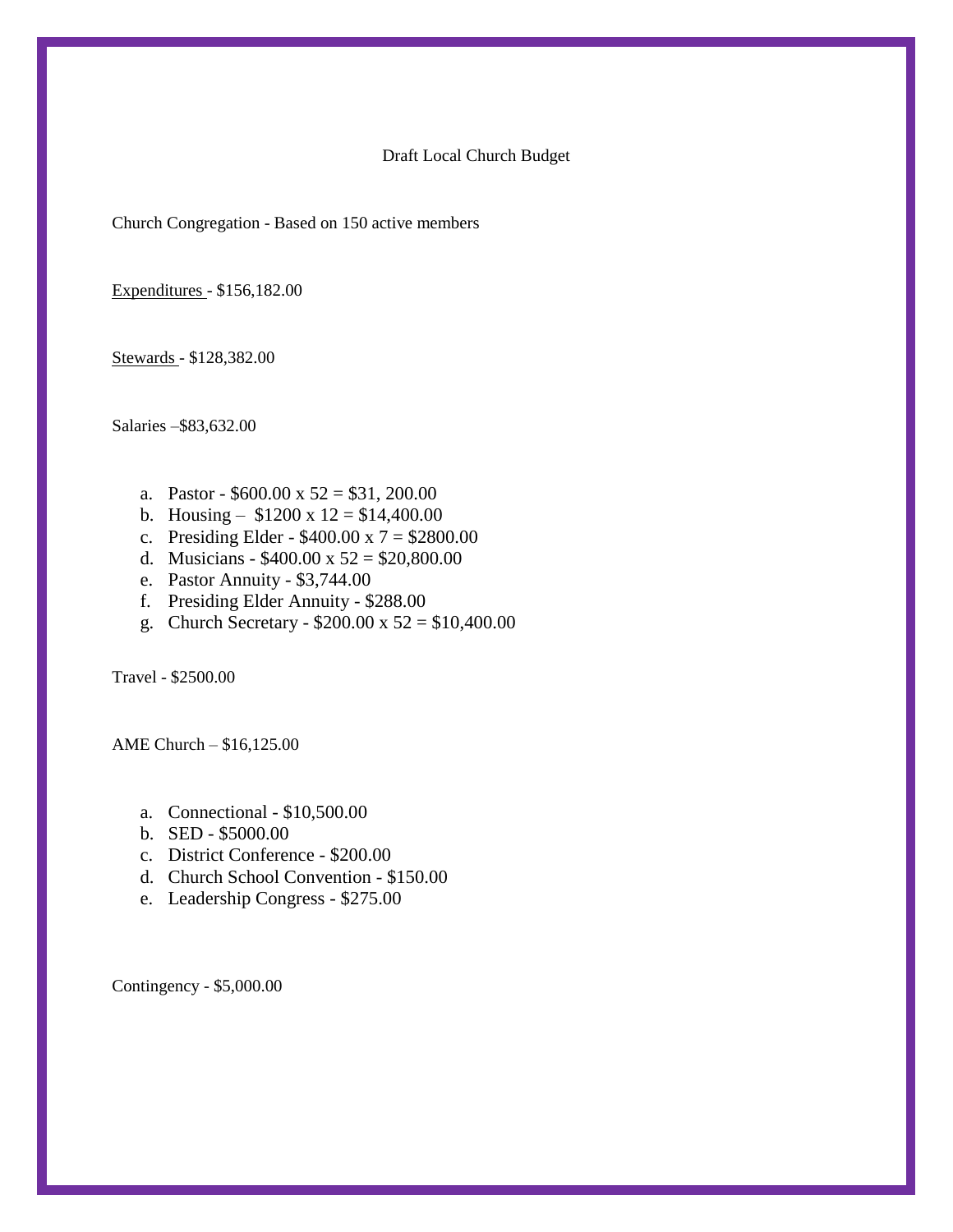Draft Local Church Budget

Church Congregation - Based on 150 active members

Expenditures - $156,182.00

Stewards - $128,382.00

Salaries –$83,632.00

a. Pastor - $600.00 x 52 = $31, 200.00
b. Housing – $1200 x 12 = $14,400.00
c. Presiding Elder - $400.00 x 7 = $2800.00
d. Musicians - $400.00 x 52 = $20,800.00
e. Pastor Annuity - $3,744.00
f. Presiding Elder Annuity - $288.00
g. Church Secretary - $200.00 x 52 = $10,400.00

Travel - $2500.00

AME Church – $16,125.00

a. Connectional - $10,500.00
b. SED - $5000.00
c. District Conference - $200.00
d. Church School Convention - $150.00
e. Leadership Congress - $275.00

Contingency - $5,000.00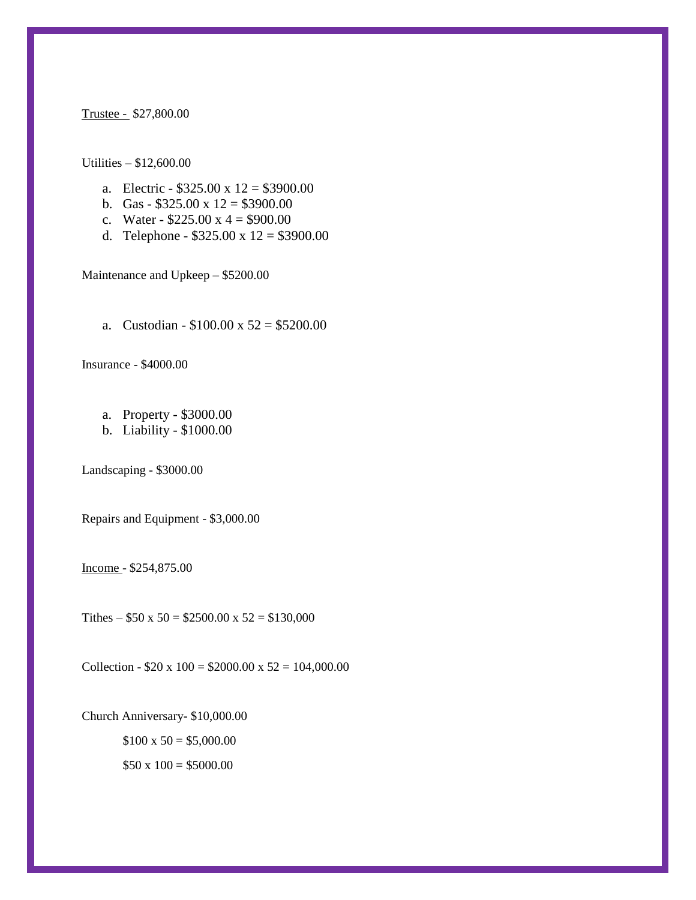<u>Trustee -</u> $27,800.00

Utilities – $12,600.00

a. Electric - $325.00 x 12 = $3900.00
b. Gas - $325.00 x 12 = $3900.00
c. Water - $225.00 x 4 = $900.00
d. Telephone - $325.00 x 12 = $3900.00

Maintenance and Upkeep – $5200.00

a. Custodian - $100.00 x 52 = $5200.00

Insurance - $4000.00

a. Property - $3000.00
b. Liability - $1000.00

Landscaping - $3000.00

Repairs and Equipment - $3,000.00

<u>Income</u> - $254,875.00

Tithes – $50 x 50 = $2500.00 x 52 = $130,000

Collection - $20 x 100 = $2000.00 x 52 = 104,000.00

Church Anniversary- $10,000.00

$100 x 50 = $5,000.00

$50 x 100 = $5000.00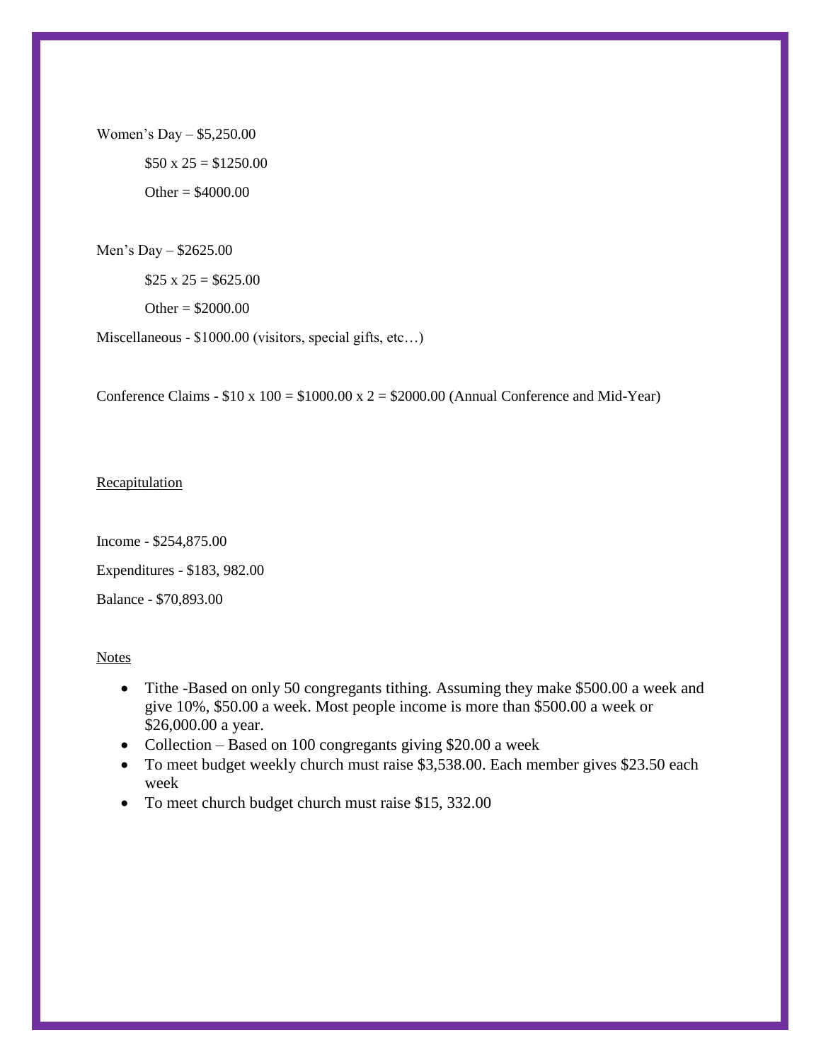Women's Day – $5,250.00

$50 x 25 = $1250.00

Other = $4000.00

Men's Day – $2625.00

$25 x 25 = $625.00

Other = $2000.00

Miscellaneous - $1000.00 (visitors, special gifts, etc…)

Conference Claims - $10 x 100 = $1000.00 x 2 = $2000.00 (Annual Conference and Mid-Year)

Recapitulation

Income - $254,875.00

Expenditures - $183, 982.00

Balance - $70,893.00

Notes

- Tithe -Based on only 50 congregants tithing. Assuming they make $500.00 a week and give 10%, $50.00 a week. Most people income is more than $500.00 a week or $26,000.00 a year.
- Collection – Based on 100 congregants giving $20.00 a week
- To meet budget weekly church must raise $3,538.00. Each member gives $23.50 each week
- To meet church budget church must raise $15, 332.00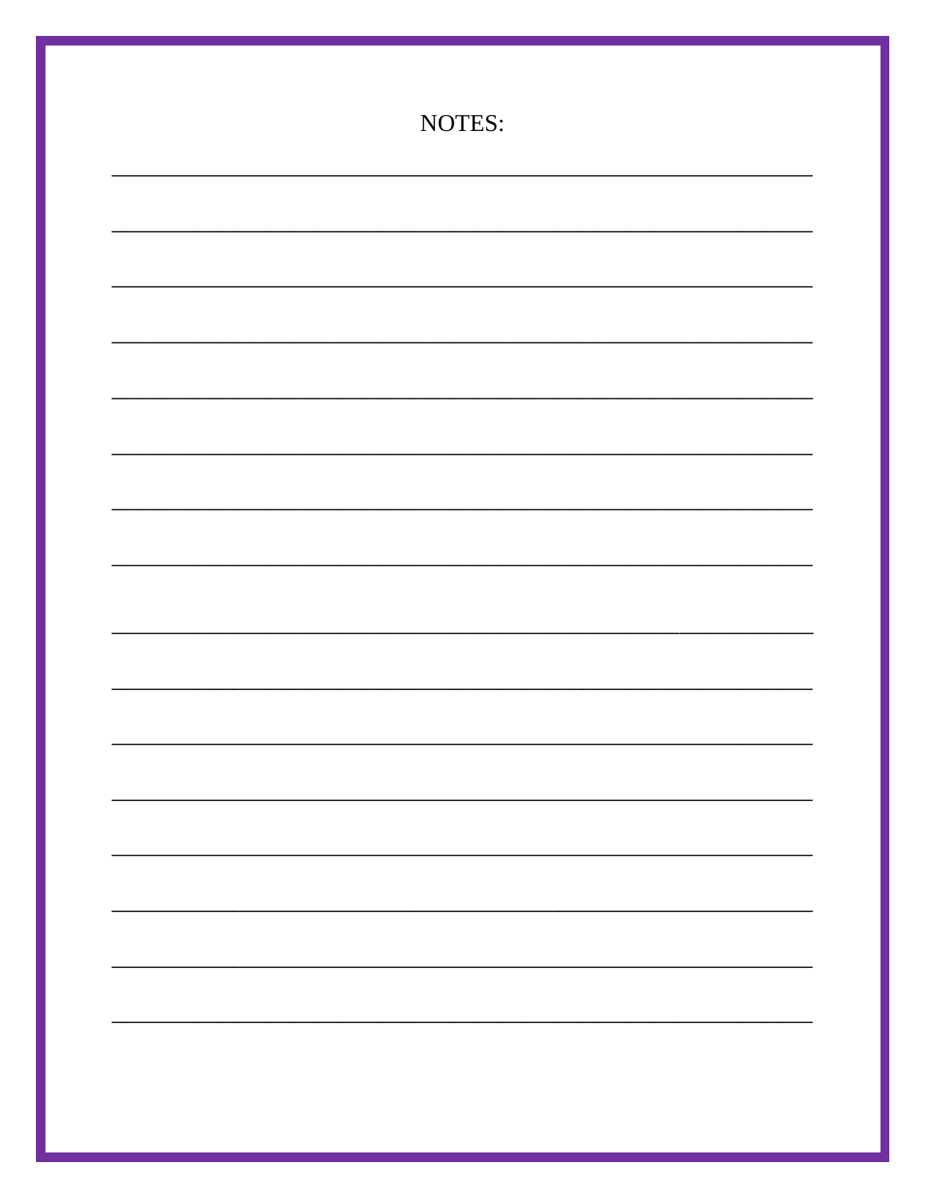NOTES:

________________________________________________________________________

________________________________________________________________________

________________________________________________________________________

________________________________________________________________________

________________________________________________________________________

________________________________________________________________________

________________________________________________________________________

________________________________________________________________________

________________________________________________________________________

________________________________________________________________________

________________________________________________________________________

________________________________________________________________________

________________________________________________________________________

________________________________________________________________________

________________________________________________________________________

________________________________________________________________________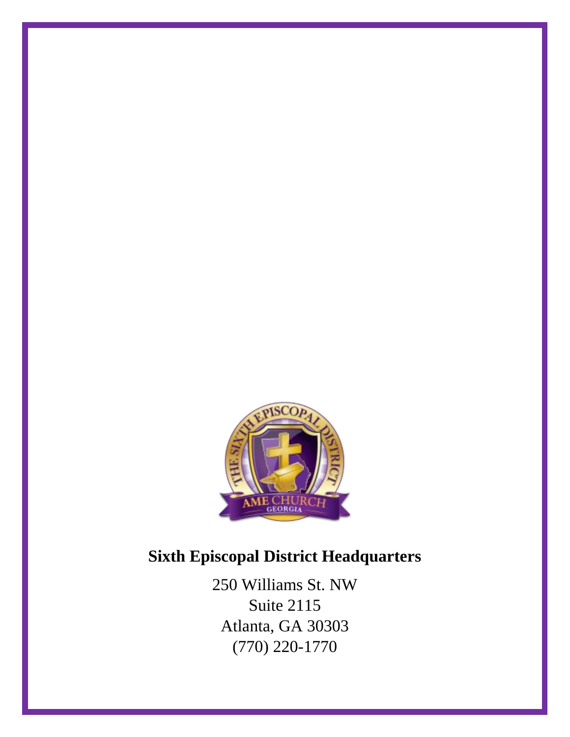**Sixth Episcopal District Headquarters**

250 Williams St. NW
Suite 2115
Atlanta, GA 30303
(770) 220-1770